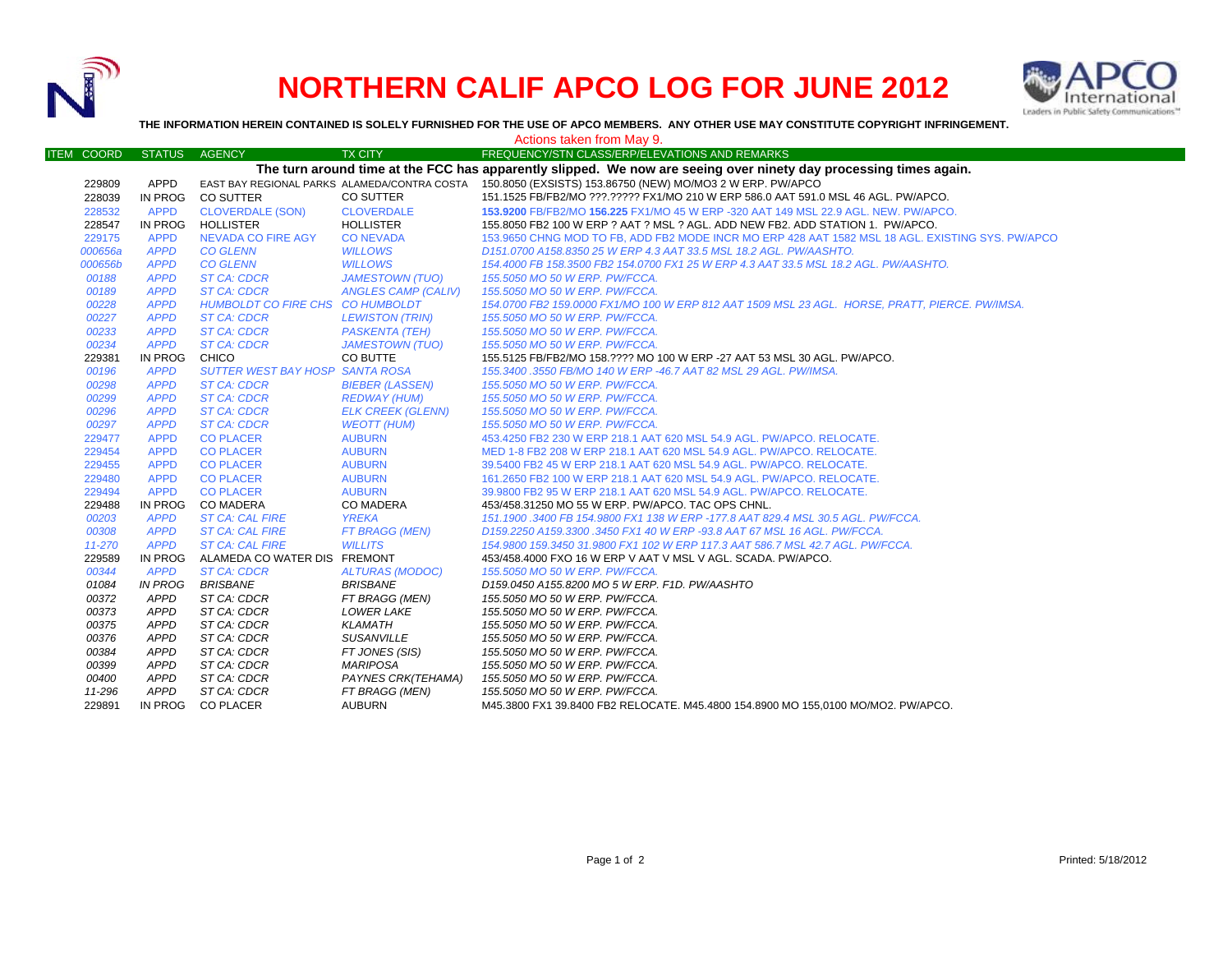# NORTHERN CALIF APCO LOG FOR JUNE 2012

**THE INFORMATION HEREIN CONTAINED IS SOLELY FURNISHED FOR THE USE OF APCO MEMBERS. ANY OTHER USE MAY CONSTITUTE COPYRIGHT INFRINGEMENT.**

Actions taken from May 9.

| ITEM COORD | STATUS | AGENCY | TX CITY | FREQUENCY/STN CLASS/ERP/ELEVATIONS AND REMARKS |
|---|---|---|---|---|
| | | | | **The turn around time at the FCC has apparently slipped. We now are seeing over ninety day processing times again.** |
| 229809 | APPD | EAST BAY REGIONAL PARKS | ALAMEDA/CONTRA COSTA | 150.8050 (EXSISTS) 153.86750 (NEW) MO/MO3 2 W ERP. PW/APCO |
| 228039 | IN PROG | CO SUTTER | CO SUTTER | 151.1525 FB/FB2/MO ???.????? FX1/MO 210 W ERP 586.0 AAT 591.0 MSL 46 AGL. PW/APCO. |
| 228532 | APPD | CLOVERDALE (SON) | CLOVERDALE | **153.9200** FB/FB2/MO **156.225** FX1/MO 45 W ERP -320 AAT 149 MSL 22.9 AGL. NEW. PW/APCO. |
| 228547 | IN PROG | HOLLISTER | HOLLISTER | 155.8050 FB2 100 W ERP ? AAT ? MSL ? AGL. ADD NEW FB2. ADD STATION 1. PW/APCO. |
| 229175 | APPD | NEVADA CO FIRE AGY | CO NEVADA | 153.9650 CHNG MOD TO FB, ADD FB2 MODE INCR MO ERP 428 AAT 1582 MSL 18 AGL. EXISTING SYS. PW/APCO |
| *000656a* | *APPD* | *CO GLENN* | *WILLOWS* | *D151.0700 A158.8350 25 W ERP 4.3 AAT 33.5 MSL 18.2 AGL. PW/AASHTO.* |
| *000656b* | *APPD* | *CO GLENN* | *WILLOWS* | *154.4000 FB 158.3500 FB2 154.0700 FX1 25 W ERP 4.3 AAT 33.5 MSL 18.2 AGL. PW/AASHTO.* |
| *00188* | *APPD* | *ST CA: CDCR* | *JAMESTOWN (TUO)* | *155.5050 MO 50 W ERP. PW/FCCA.* |
| *00189* | *APPD* | *ST CA: CDCR* | *ANGLES CAMP (CALIV)* | *155.5050 MO 50 W ERP. PW/FCCA.* |
| *00228* | *APPD* | *HUMBOLDT CO FIRE CHS* | *CO HUMBOLDT* | *154.0700 FB2 159.0000 FX1/MO 100 W ERP 812 AAT 1509 MSL 23 AGL. HORSE, PRATT, PIERCE. PW/IMSA.* |
| *00227* | *APPD* | *ST CA: CDCR* | *LEWISTON (TRIN)* | *155.5050 MO 50 W ERP. PW/FCCA.* |
| *00233* | *APPD* | *ST CA: CDCR* | *PASKENTA (TEH)* | *155.5050 MO 50 W ERP. PW/FCCA.* |
| *00234* | *APPD* | *ST CA: CDCR* | *JAMESTOWN (TUO)* | *155.5050 MO 50 W ERP. PW/FCCA.* |
| 229381 | IN PROG | CHICO | CO BUTTE | 155.5125 FB/FB2/MO 158.???? MO 100 W ERP -27 AAT 53 MSL 30 AGL. PW/APCO. |
| *00196* | *APPD* | *SUTTER WEST BAY HOSP* | *SANTA ROSA* | *155.3400 .3550 FB/MO 140 W ERP -46.7 AAT 82 MSL 29 AGL. PW/IMSA.* |
| *00298* | *APPD* | *ST CA: CDCR* | *BIEBER (LASSEN)* | *155.5050 MO 50 W ERP. PW/FCCA.* |
| *00299* | *APPD* | *ST CA: CDCR* | *REDWAY (HUM)* | *155.5050 MO 50 W ERP. PW/FCCA.* |
| *00296* | *APPD* | *ST CA: CDCR* | *ELK CREEK (GLENN)* | *155.5050 MO 50 W ERP. PW/FCCA.* |
| *00297* | *APPD* | *ST CA: CDCR* | *WEOTT (HUM)* | *155.5050 MO 50 W ERP. PW/FCCA.* |
| 229477 | APPD | CO PLACER | AUBURN | 453.4250 FB2 230 W ERP 218.1 AAT 620 MSL 54.9 AGL. PW/APCO. RELOCATE. |
| 229454 | APPD | CO PLACER | AUBURN | MED 1-8 FB2 208 W ERP 218.1 AAT 620 MSL 54.9 AGL. PW/APCO. RELOCATE. |
| 229455 | APPD | CO PLACER | AUBURN | 39.5400 FB2 45 W ERP 218.1 AAT 620 MSL 54.9 AGL. PW/APCO. RELOCATE. |
| 229480 | APPD | CO PLACER | AUBURN | 161.2650 FB2 100 W ERP 218.1 AAT 620 MSL 54.9 AGL. PW/APCO. RELOCATE. |
| 229494 | APPD | CO PLACER | AUBURN | 39.9800 FB2 95 W ERP 218.1 AAT 620 MSL 54.9 AGL. PW/APCO. RELOCATE. |
| 229488 | IN PROG | CO MADERA | CO MADERA | 453/458.31250 MO 55 W ERP. PW/APCO. TAC OPS CHNL. |
| *00203* | *APPD* | *ST CA: CAL FIRE* | *YREKA* | *151.1900 .3400 FB 154.9800 FX1 138 W ERP -177.8 AAT 829.4 MSL 30.5 AGL. PW/FCCA.* |
| *00308* | *APPD* | *ST CA: CAL FIRE* | *FT BRAGG (MEN)* | *D159.2250 A159.3300 .3450 FX1 40 W ERP -93.8 AAT 67 MSL 16 AGL. PW/FCCA.* |
| *11-270* | *APPD* | *ST CA: CAL FIRE* | *WILLITS* | *154.9800 159.3450 31.9800 FX1 102 W ERP 117.3 AAT 586.7 MSL 42.7 AGL. PW/FCCA.* |
| 229589 | IN PROG | ALAMEDA CO WATER DIS | FREMONT | 453/458.4000 FXO 16 W ERP V AAT V MSL V AGL. SCADA. PW/APCO. |
| *00344* | *APPD* | *ST CA: CDCR* | *ALTURAS (MODOC)* | *155.5050 MO 50 W ERP. PW/FCCA.* |
| *01084* | *IN PROG* | *BRISBANE* | *BRISBANE* | *D159.0450 A155.8200 MO 5 W ERP. F1D. PW/AASHTO* |
| *00372* | *APPD* | *ST CA: CDCR* | *FT BRAGG (MEN)* | *155.5050 MO 50 W ERP. PW/FCCA.* |
| *00373* | *APPD* | *ST CA: CDCR* | *LOWER LAKE* | *155.5050 MO 50 W ERP. PW/FCCA.* |
| *00375* | *APPD* | *ST CA: CDCR* | *KLAMATH* | *155.5050 MO 50 W ERP. PW/FCCA.* |
| *00376* | *APPD* | *ST CA: CDCR* | *SUSANVILLE* | *155.5050 MO 50 W ERP. PW/FCCA.* |
| *00384* | *APPD* | *ST CA: CDCR* | *FT JONES (SIS)* | *155.5050 MO 50 W ERP. PW/FCCA.* |
| *00399* | *APPD* | *ST CA: CDCR* | *MARIPOSA* | *155.5050 MO 50 W ERP. PW/FCCA.* |
| *00400* | *APPD* | *ST CA: CDCR* | *PAYNES CRK(TEHAMA)* | *155.5050 MO 50 W ERP. PW/FCCA.* |
| *11-296* | *APPD* | *ST CA: CDCR* | *FT BRAGG (MEN)* | *155.5050 MO 50 W ERP. PW/FCCA.* |
| 229891 | IN PROG | CO PLACER | AUBURN | M45.3800 FX1 39.8400 FB2 RELOCATE. M45.4800 154.8900 MO 155,0100 MO/MO2. PW/APCO. |

Printed: 5/18/2012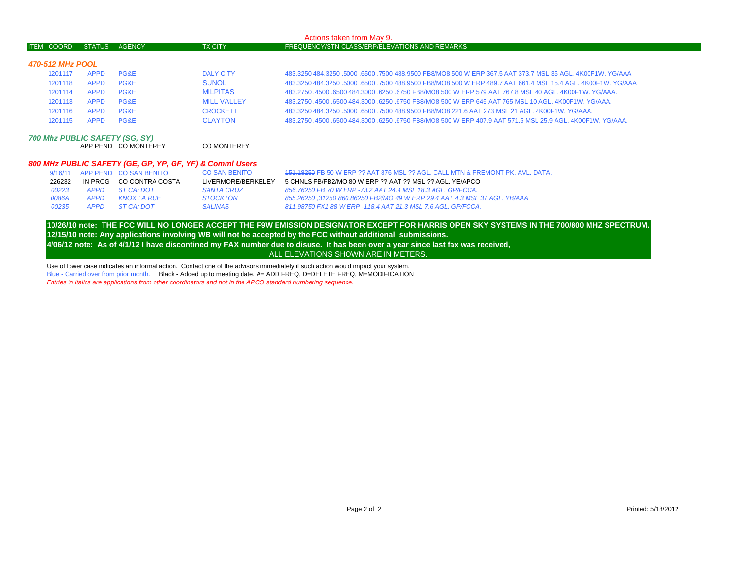Actions taken from May 9.

| ITEM | COORD | STATUS | AGENCY | TX CITY | FREQUENCY/STN CLASS/ERP/ELEVATIONS AND REMARKS |
|---|---|---|---|---|---|

## *470-512 MHz POOL*

| | | | | | |
|---|---|---|---|---|---|
| | 1201117 | APPD | PG&E | DALY CITY | 483.3250 484.3250 .5000 .6500 .7500 488.9500 FB8/MO8 500 W ERP 367.5 AAT 373.7 MSL 35 AGL. 4K00F1W. YG/AAA |
| | 1201118 | APPD | PG&E | SUNOL | 483.3250 484.3250 .5000 .6500 .7500 488.9500 FB8/MO8 500 W ERP 489.7 AAT 661.4 MSL 15.4 AGL. 4K00F1W. YG/AAA |
| | 1201114 | APPD | PG&E | MILPITAS | 483.2750 .4500 .6500 484.3000 .6250 .6750 FB8/MO8 500 W ERP 579 AAT 767.8 MSL 40 AGL. 4K00F1W. YG/AAA. |
| | 1201113 | APPD | PG&E | MILL VALLEY | 483.2750 .4500 .6500 484.3000 .6250 .6750 FB8/MO8 500 W ERP 645 AAT 765 MSL 10 AGL. 4K00F1W. YG/AAA. |
| | 1201116 | APPD | PG&E | CROCKETT | 483.3250 484.3250 .5000 .6500 .7500 488.9500 FB8/MO8 221.6 AAT 273 MSL 21 AGL. 4K00F1W. YG/AAA. |
| | 1201115 | APPD | PG&E | CLAYTON | 483.2750 .4500 .6500 484.3000 .6250 .6750 FB8/MO8 500 W ERP 407.9 AAT 571.5 MSL 25.9 AGL. 4K00F1W. YG/AAA. |

## *700 Mhz PUBLIC SAFETY (SG, SY)*

| | | | | | |
|---|---|---|---|---|---|
| | | APP PEND | CO MONTEREY | CO MONTEREY | |

## *800 MHz PUBLIC SAFETY (GE, GP, YP, GF, YF) & Comml Users*

| | | | | | |
|---|---|---|---|---|---|
| | 9/16/11 | APP PEND | CO SAN BENITO | CO SAN BENITO | ~~151.18250~~ FB 50 W ERP ?? AAT 876 MSL ?? AGL. CALL MTN & FREMONT PK. AVL. DATA. |
| | 226232 | IN PROG | CO CONTRA COSTA | LIVERMORE/BERKELEY | 5 CHNLS FB/FB2/MO 80 W ERP ?? AAT ?? MSL ?? AGL. YE/APCO |
| | *00223* | *APPD* | *ST CA: DOT* | *SANTA CRUZ* | *856.76250 FB 70 W ERP -73.2 AAT 24.4 MSL 18.3 AGL. GP/FCCA.* |
| | *0086A* | *APPD* | *KNOX LA RUE* | *STOCKTON* | *855.26250 ,31250 860.86250 FB2/MO 49 W ERP 29.4 AAT 4.3 MSL 37 AGL. YB/AAA* |
| | *00235* | *APPD* | *ST CA: DOT* | *SALINAS* | *811.98750 FX1 88 W ERP -118.4 AAT 21.3 MSL 7.6 AGL. GP/FCCA.* |

**10/26/10 note: THE FCC WILL NO LONGER ACCEPT THE F9W EMISSION DESIGNATOR EXCEPT FOR HARRIS OPEN SKY SYSTEMS IN THE 700/800 MHZ SPECTRUM.**
**12/15/10 note: Any applications involving WB will not be accepted by the FCC without additional submissions.**
**4/06/12 note: As of 4/1/12 I have discontined my FAX number due to disuse. It has been over a year since last fax was received,**
ALL ELEVATIONS SHOWN ARE IN METERS.

Use of lower case indicates an informal action. Contact one of the advisors immediately if such action would impact your system.
Blue - Carried over from prior month. Black - Added up to meeting date. A= ADD FREQ, D=DELETE FREQ, M=MODIFICATION
*Entries in italics are applications from other coordinators and not in the APCO standard numbering sequence.*

Printed: 5/18/2012